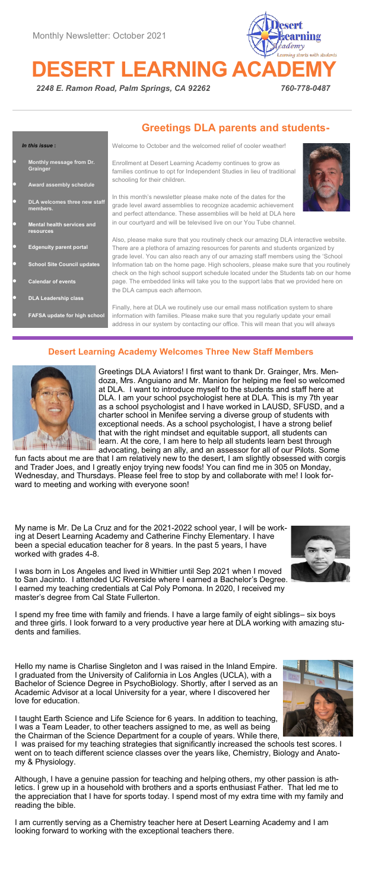Monthly Newsletter: October 2021

# DESERT LEARNING ACADEMY

*2248 E. Ramon Road, Palm Springs, CA 92262* *760-778-0487*

## Greetings DLA parents and students-

*In this issue :*

- **Monthly message from Dr. Grainger**
- **Award assembly schedule**
- **DLA welcomes three new staff members.**
- **Mental health services and resources**
- **Edgenuity parent portal**
- **School Site Council updates**
- **Calendar of events**
- **DLA Leadership class**
- **FAFSA update for high school**

Welcome to October and the welcomed relief of cooler weather!

Enrollment at Desert Learning Academy continues to grow as families continue to opt for Independent Studies in lieu of traditional schooling for their children.

In this month's newsletter please make note of the dates for the grade level award assemblies to recognize academic achievement and perfect attendance. These assemblies will be held at DLA here in our courtyard and will be televised live on our You Tube channel.

Also, please make sure that you routinely check our amazing DLA interactive website. There are a plethora of amazing resources for parents and students organized by grade level. You can also reach any of our amazing staff members using the 'School Information tab on the home page. High schoolers, please make sure that you routinely check on the high school support schedule located under the Students tab on our home page. The embedded links will take you to the support labs that we provided here on the DLA campus each afternoon.

Finally, here at DLA we routinely use our email mass notification system to share information with families. Please make sure that you regularly update your email address in our system by contacting our office. This will mean that you will always

## Desert Learning Academy Welcomes Three New Staff Members

Greetings DLA Aviators! I first want to thank Dr. Grainger, Mrs. Mendoza, Mrs. Anguiano and Mr. Manion for helping me feel so welcomed at DLA. I want to introduce myself to the students and staff here at DLA. I am your school psychologist here at DLA. This is my 7th year as a school psychologist and I have worked in LAUSD, SFUSD, and a charter school in Menifee serving a diverse group of students with exceptional needs. As a school psychologist, I have a strong belief that with the right mindset and equitable support, all students can learn. At the core, I am here to help all students learn best through advocating, being an ally, and an assessor for all of our Pilots. Some fun facts about me are that I am relatively new to the desert, I am slightly obsessed with corgis and Trader Joes, and I greatly enjoy trying new foods! You can find me in 305 on Monday, Wednesday, and Thursdays. Please feel free to stop by and collaborate with me! I look forward to meeting and working with everyone soon!

My name is Mr. De La Cruz and for the 2021-2022 school year, I will be working at Desert Learning Academy and Catherine Finchy Elementary. I have been a special education teacher for 8 years. In the past 5 years, I have worked with grades 4-8.

I was born in Los Angeles and lived in Whittier until Sep 2021 when I moved to San Jacinto. I attended UC Riverside where I earned a Bachelor's Degree. I earned my teaching credentials at Cal Poly Pomona. In 2020, I received my master's degree from Cal State Fullerton.

I spend my free time with family and friends. I have a large family of eight siblings– six boys and three girls. I look forward to a very productive year here at DLA working with amazing students and families.

Hello my name is Charlise Singleton and I was raised in the Inland Empire. I graduated from the University of California in Los Angles (UCLA), with a Bachelor of Science Degree in PsychoBiology. Shortly, after I served as an Academic Advisor at a local University for a year, where I discovered her love for education.

I taught Earth Science and Life Science for 6 years. In addition to teaching, I was a Team Leader, to other teachers assigned to me, as well as being the Chairman of the Science Department for a couple of years. While there, I was praised for my teaching strategies that significantly increased the schools test scores. I went on to teach different science classes over the years like, Chemistry, Biology and Anatomy & Physiology.

Although, I have a genuine passion for teaching and helping others, my other passion is athletics. I grew up in a household with brothers and a sports enthusiast Father. That led me to the appreciation that I have for sports today. I spend most of my extra time with my family and reading the bible.

I am currently serving as a Chemistry teacher here at Desert Learning Academy and I am looking forward to working with the exceptional teachers there.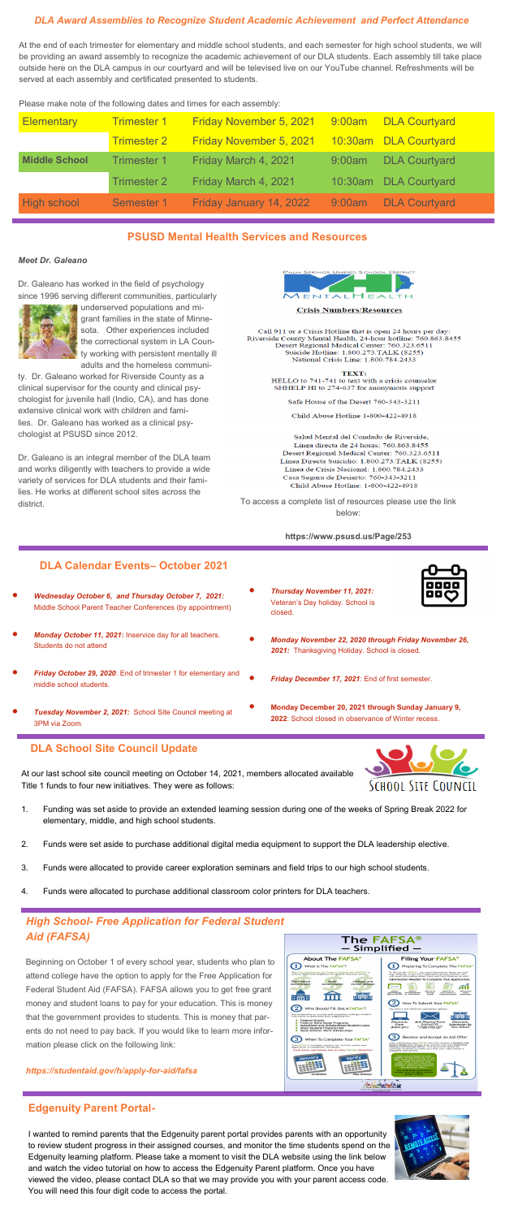## *DLA Award Assemblies to Recognize Student Academic Achievement and Perfect Attendance*

At the end of each trimester for elementary and middle school students, and each semester for high school students, we will be providing an award assembly to recognize the academic achievement of our DLA students. Each assembly till take place outside here on the DLA campus in our courtyard and will be televised live on our YouTube channel. Refreshments will be served at each assembly and certificated presented to students.

Please make note of the following dates and times for each assembly:

| | | | | |
|---|---|---|---|---|
| Elementary | Trimester 1 | Friday November 5, 2021 | 9:00am | DLA Courtyard |
| | Trimester 2 | Friday November 5, 2021 | 10:30am | DLA Courtyard |
| **Middle School** | Trimester 1 | Friday March 4, 2021 | 9:00am | DLA Courtyard |
| | Trimester 2 | Friday March 4, 2021 | 10:30am | DLA Courtyard |
| High school | Semester 1 | Friday January 14, 2022 | 9:00am | DLA Courtyard |

## PSUSD Mental Health Services and Resources

### *Meet Dr. Galeano*

Dr. Galeano has worked in the field of psychology since 1996 serving different communities, particularly underserved populations and migrant families in the state of Minnesota. Other experiences included the correctional system in LA County working with persistent mentally ill adults and the homeless community. Dr. Galeano worked for Riverside County as a clinical supervisor for the county and clinical psychologist for juvenile hall (Indio, CA), and has done extensive clinical work with children and families. Dr. Galeano has worked as a clinical psychologist at PSUSD since 2012.

Dr. Galeano is an integral member of the DLA team and works diligently with teachers to provide a wide variety of services for DLA students and their families. He works at different school sites across the district.

PALM SPRINGS UNIFIED SCHOOL DISTRICT

MENTAL HEALTH

**Crisis Numbers/Resources**

Call 911 or a Crisis Hotline that is open 24 hours per day:
Riverside County Mental Health, 24-hour hotline: 760.863.8455
Desert Regional Medical Center: 760.323.6511
Suicide Hotline: 1.800.273.TALK (8255)
National Crisis Line: 1.800.784.2433

**TEXT:**
HELLO to 741-741 to text with a crisis counselor
SHHELP HI to 274-637 for anonymous support

Safe House of the Desert 760-343-3211

Child Abuse Hotline 1-800-422-4918

Salud Mental del Condado de Riverside,
Línea directa de 24 horas: 760.863.8455
Desert Regional Medical Center: 760.323.6511
Línea Directa Suicidio: 1.800.273.TALK (8255)
Línea de Crisis Nacional: 1.800.784.2433
Casa Segura de Desierto: 760-343-3211
Child Abuse Hotline: 1-800-422-4918

To access a complete list of resources please use the link below:

**https://www.psusd.us/Page/253**

## DLA Calendar Events– October 2021

- ***Wednesday October 6, and Thursday October 7, 2021:*** Middle School Parent Teacher Conferences (by appointment)
- ***Monday October 11, 2021*:** Inservice day for all teachers. Students do not attend
- ***Friday October 29, 2020*:** End of trimester 1 for elementary and middle school students.
- ***Tuesday November 2, 2021:*** School Site Council meeting at 3PM via Zoom.
- ***Thursday November 11, 2021:*** Veteran's Day holiday. School is closed.
- ***Monday November 22, 2020 through Friday November 26, 2021:*** Thanksgiving Holiday. School is closed.
- ***Friday December 17, 2021*:** End of first semester.
- **Monday December 20, 2021 through Sunday January 9, 2022**: School closed in observance of Winter recess.

## DLA School Site Council Update

At our last school site council meeting on October 14, 2021, members allocated available Title 1 funds to four new initiatives. They were as follows:

SCHOOL SITE COUNCIL

1. Funding was set aside to provide an extended learning session during one of the weeks of Spring Break 2022 for elementary, middle, and high school students.
2. Funds were set aside to purchase additional digital media equipment to support the DLA leadership elective.
3. Funds were allocated to provide career exploration seminars and field trips to our high school students.
4. Funds were allocated to purchase additional classroom color printers for DLA teachers.

## *High School- Free Application for Federal Student Aid (FAFSA)*

Beginning on October 1 of every school year, students who plan to attend college have the option to apply for the Free Application for Federal Student Aid (FAFSA). FAFSA allows you to get free grant money and student loans to pay for your education. This is money that the government provides to students. This is money that parents do not need to pay back. If you would like to learn more information please click on the following link:

***https://studentaid.gov/h/apply-for-aid/fafsa***

## Edgenuity Parent Portal-

I wanted to remind parents that the Edgenuity parent portal provides parents with an opportunity to review student progress in their assigned courses, and monitor the time students spend on the Edgenuity learning platform. Please take a moment to visit the DLA website using the link below and watch the video tutorial on how to access the Edgenuity Parent platform. Once you have viewed the video, please contact DLA so that we may provide you with your parent access code. You will need this four digit code to access the portal.